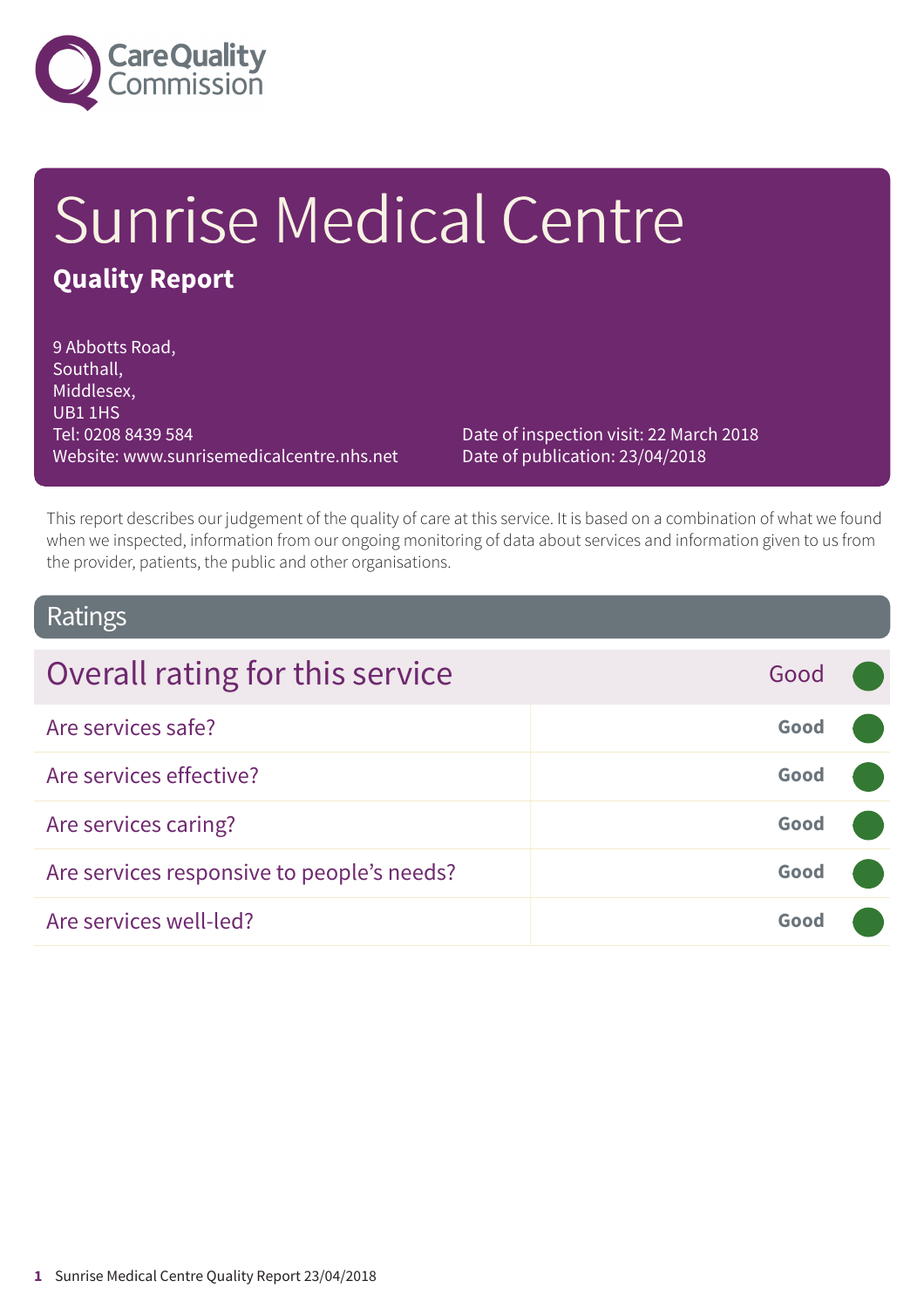# Sunrise Medical Centre

## Quality Report

9 Abbotts Road,
Southall,
Middlesex,
UB1 1HS
Tel: 0208 8439 584
Website: www.sunrisemedicalcentre.nhs.net

Date of inspection visit: 22 March 2018
Date of publication: 23/04/2018

This report describes our judgement of the quality of care at this service. It is based on a combination of what we found when we inspected, information from our ongoing monitoring of data about services and information given to us from the provider, patients, the public and other organisations.

## Ratings

| Overall rating for this service | Good |
|---|---|
| Are services safe? | **Good** |
| Are services effective? | **Good** |
| Are services caring? | **Good** |
| Are services responsive to people's needs? | **Good** |
| Are services well-led? | **Good** |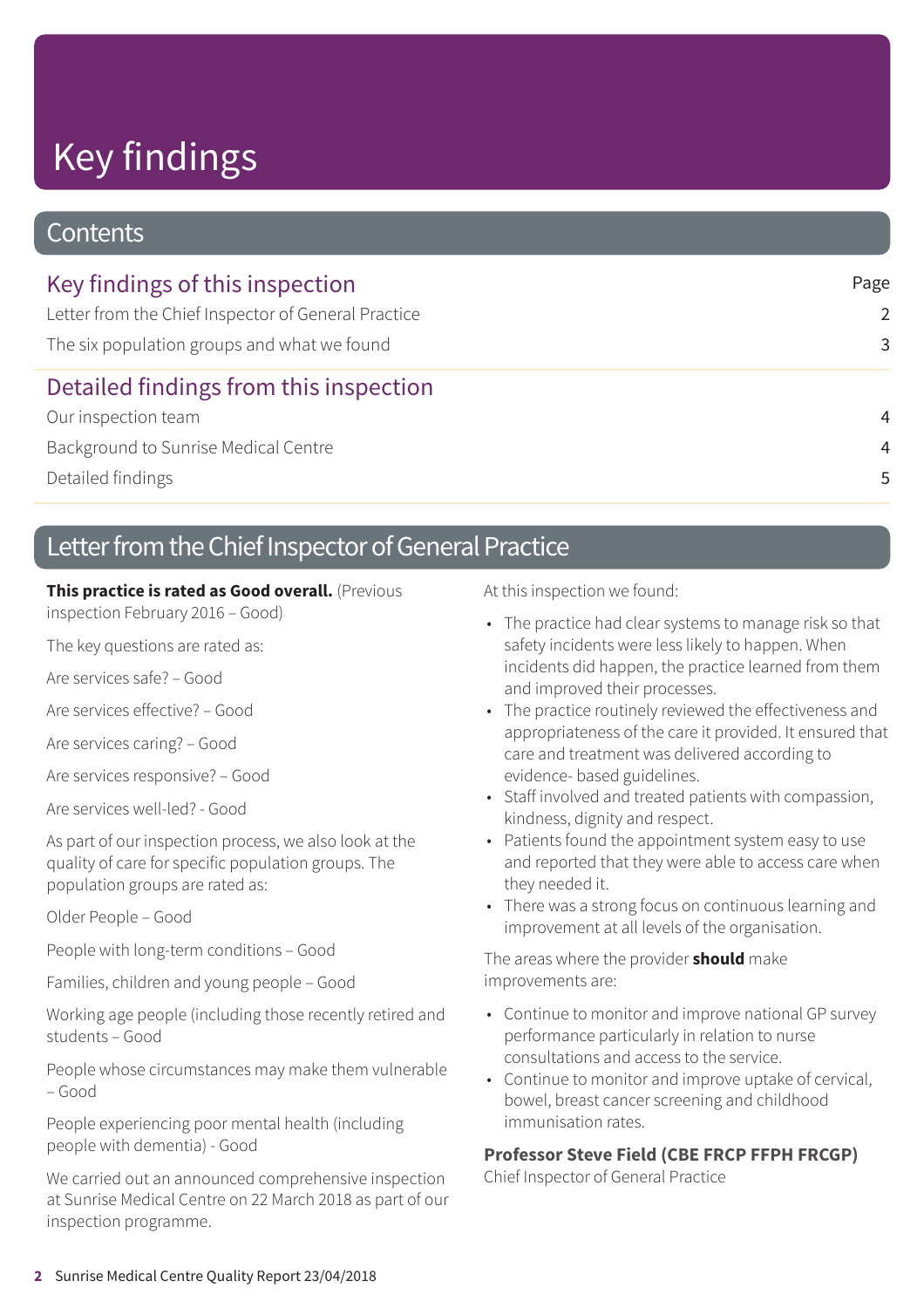# Key findings

## Contents

| Key findings of this inspection | Page |
| --- | --- |
| Letter from the Chief Inspector of General Practice | 2 |
| The six population groups and what we found | 3 |
| **Detailed findings from this inspection** | |
| Our inspection team | 4 |
| Background to Sunrise Medical Centre | 4 |
| Detailed findings | 5 |

## Letter from the Chief Inspector of General Practice

**This practice is rated as Good overall.** (Previous inspection February 2016 – Good)

The key questions are rated as:

Are services safe? – Good

Are services effective? – Good

Are services caring? – Good

Are services responsive? – Good

Are services well-led? - Good

As part of our inspection process, we also look at the quality of care for specific population groups. The population groups are rated as:

Older People – Good

People with long-term conditions – Good

Families, children and young people – Good

Working age people (including those recently retired and students – Good

People whose circumstances may make them vulnerable – Good

People experiencing poor mental health (including people with dementia) - Good

We carried out an announced comprehensive inspection at Sunrise Medical Centre on 22 March 2018 as part of our inspection programme.

At this inspection we found:

- The practice had clear systems to manage risk so that safety incidents were less likely to happen. When incidents did happen, the practice learned from them and improved their processes.
- The practice routinely reviewed the effectiveness and appropriateness of the care it provided. It ensured that care and treatment was delivered according to evidence- based guidelines.
- Staff involved and treated patients with compassion, kindness, dignity and respect.
- Patients found the appointment system easy to use and reported that they were able to access care when they needed it.
- There was a strong focus on continuous learning and improvement at all levels of the organisation.

The areas where the provider **should** make improvements are:

- Continue to monitor and improve national GP survey performance particularly in relation to nurse consultations and access to the service.
- Continue to monitor and improve uptake of cervical, bowel, breast cancer screening and childhood immunisation rates.

**Professor Steve Field (CBE FRCP FFPH FRCGP)**
Chief Inspector of General Practice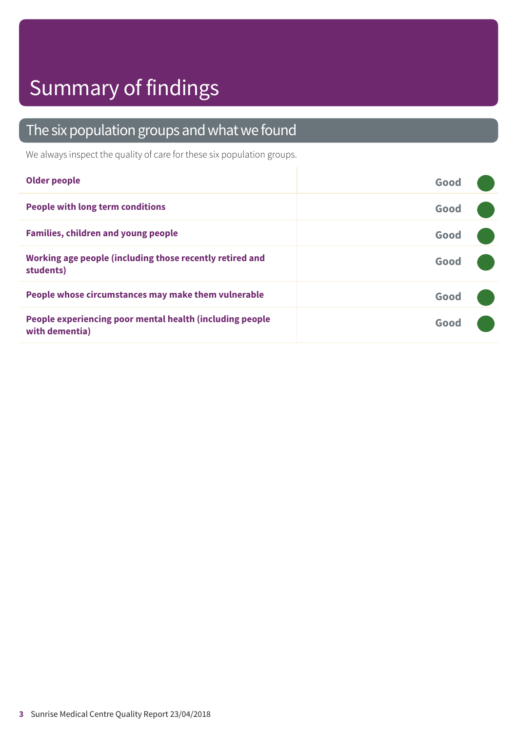# Summary of findings

## The six population groups and what we found

We always inspect the quality of care for these six population groups.

| Population group | Rating |
| --- | --- |
| **Older people** | Good |
| **People with long term conditions** | Good |
| **Families, children and young people** | Good |
| **Working age people (including those recently retired and students)** | Good |
| **People whose circumstances may make them vulnerable** | Good |
| **People experiencing poor mental health (including people with dementia)** | Good |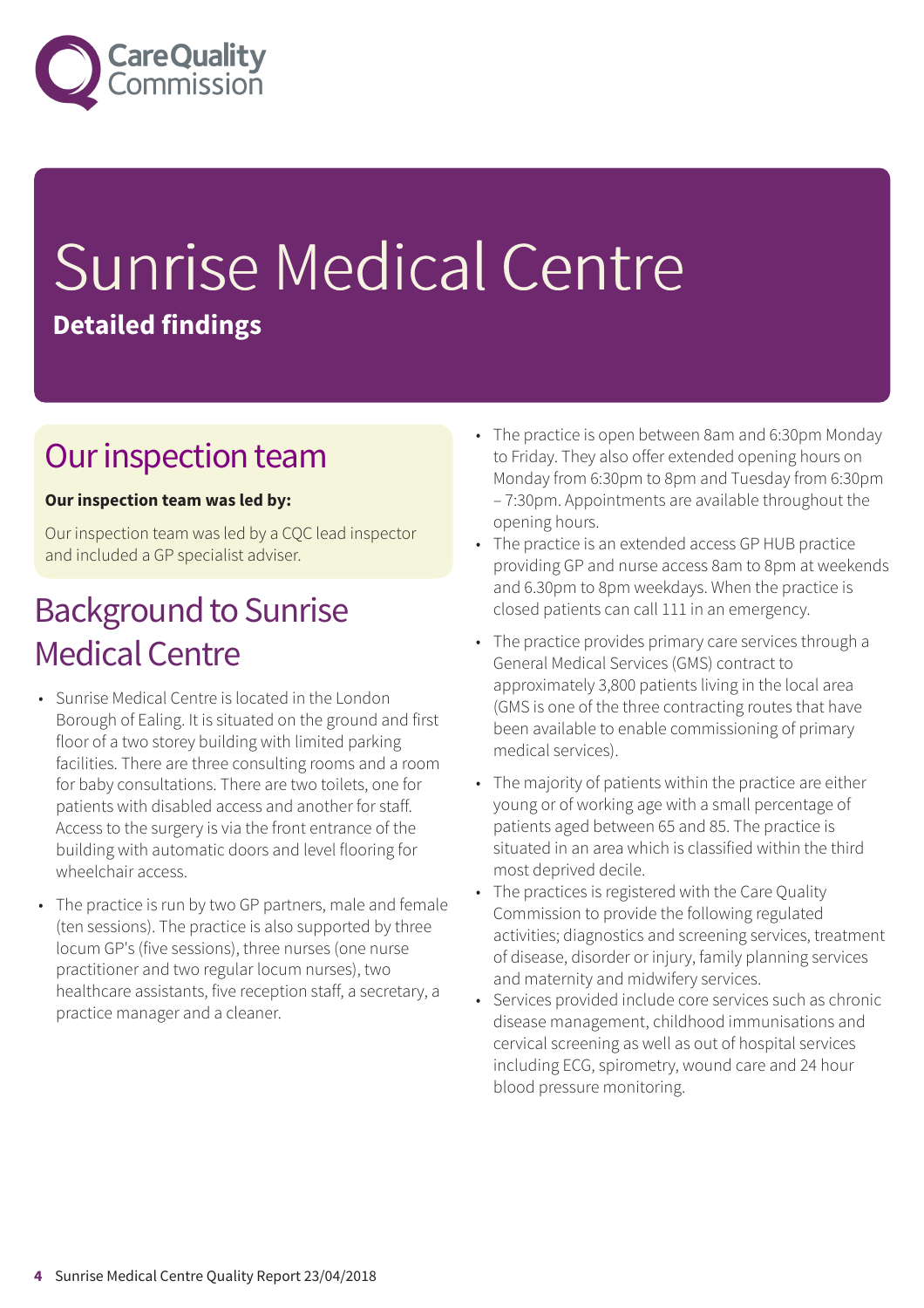# Sunrise Medical Centre

**Detailed findings**

## Our inspection team

**Our inspection team was led by:**

Our inspection team was led by a CQC lead inspector and included a GP specialist adviser.

## Background to Sunrise Medical Centre

- Sunrise Medical Centre is located in the London Borough of Ealing. It is situated on the ground and first floor of a two storey building with limited parking facilities. There are three consulting rooms and a room for baby consultations. There are two toilets, one for patients with disabled access and another for staff. Access to the surgery is via the front entrance of the building with automatic doors and level flooring for wheelchair access.
- The practice is run by two GP partners, male and female (ten sessions). The practice is also supported by three locum GP's (five sessions), three nurses (one nurse practitioner and two regular locum nurses), two healthcare assistants, five reception staff, a secretary, a practice manager and a cleaner.
- The practice is open between 8am and 6:30pm Monday to Friday. They also offer extended opening hours on Monday from 6:30pm to 8pm and Tuesday from 6:30pm – 7:30pm. Appointments are available throughout the opening hours.
- The practice is an extended access GP HUB practice providing GP and nurse access 8am to 8pm at weekends and 6.30pm to 8pm weekdays. When the practice is closed patients can call 111 in an emergency.
- The practice provides primary care services through a General Medical Services (GMS) contract to approximately 3,800 patients living in the local area (GMS is one of the three contracting routes that have been available to enable commissioning of primary medical services).
- The majority of patients within the practice are either young or of working age with a small percentage of patients aged between 65 and 85. The practice is situated in an area which is classified within the third most deprived decile.
- The practices is registered with the Care Quality Commission to provide the following regulated activities; diagnostics and screening services, treatment of disease, disorder or injury, family planning services and maternity and midwifery services.
- Services provided include core services such as chronic disease management, childhood immunisations and cervical screening as well as out of hospital services including ECG, spirometry, wound care and 24 hour blood pressure monitoring.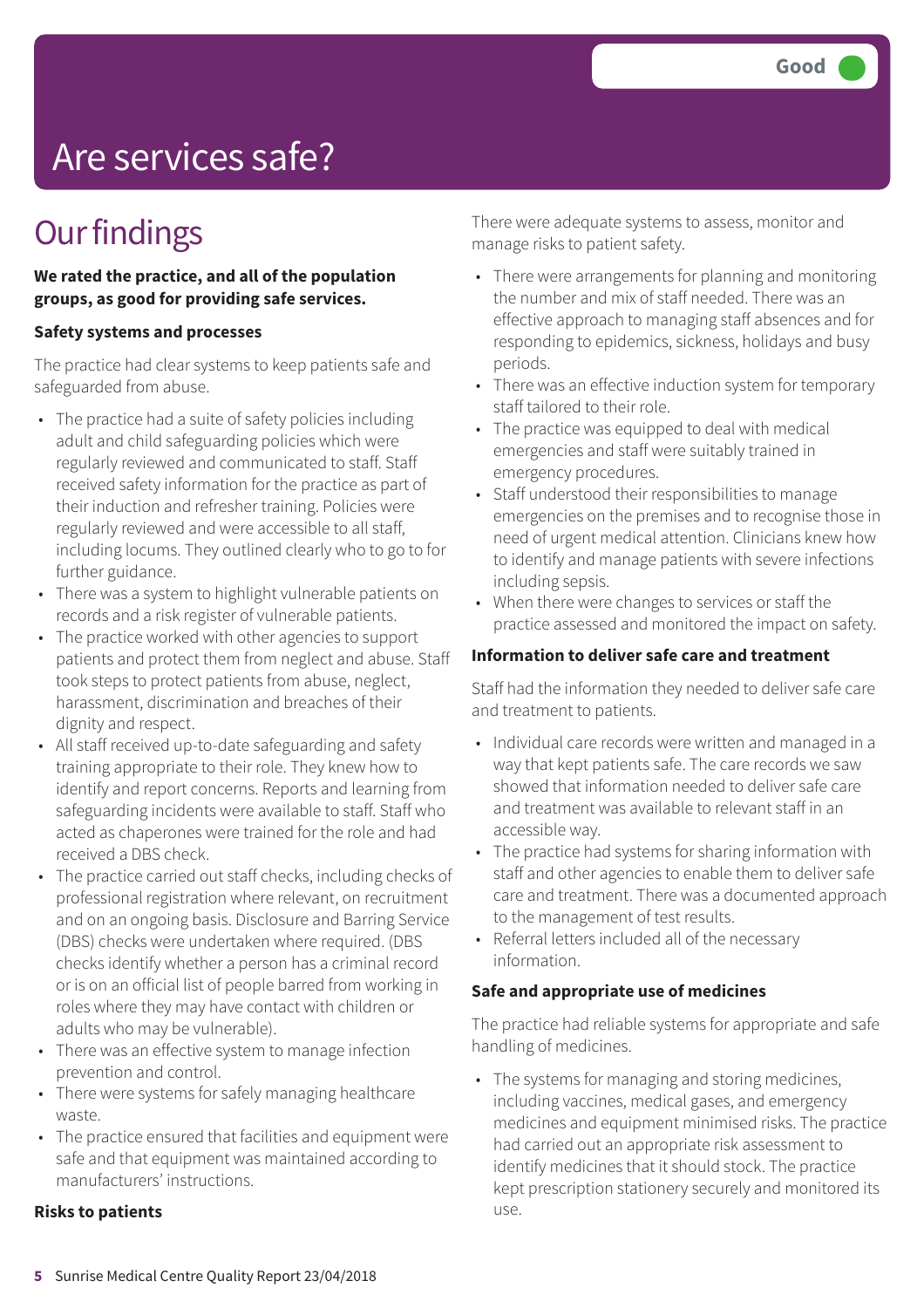# Are services safe?

Good

## Our findings

**We rated the practice, and all of the population groups, as good for providing safe services.**

**Safety systems and processes**

The practice had clear systems to keep patients safe and safeguarded from abuse.

- The practice had a suite of safety policies including adult and child safeguarding policies which were regularly reviewed and communicated to staff. Staff received safety information for the practice as part of their induction and refresher training. Policies were regularly reviewed and were accessible to all staff, including locums. They outlined clearly who to go to for further guidance.
- There was a system to highlight vulnerable patients on records and a risk register of vulnerable patients.
- The practice worked with other agencies to support patients and protect them from neglect and abuse. Staff took steps to protect patients from abuse, neglect, harassment, discrimination and breaches of their dignity and respect.
- All staff received up-to-date safeguarding and safety training appropriate to their role. They knew how to identify and report concerns. Reports and learning from safeguarding incidents were available to staff. Staff who acted as chaperones were trained for the role and had received a DBS check.
- The practice carried out staff checks, including checks of professional registration where relevant, on recruitment and on an ongoing basis. Disclosure and Barring Service (DBS) checks were undertaken where required. (DBS checks identify whether a person has a criminal record or is on an official list of people barred from working in roles where they may have contact with children or adults who may be vulnerable).
- There was an effective system to manage infection prevention and control.
- There were systems for safely managing healthcare waste.
- The practice ensured that facilities and equipment were safe and that equipment was maintained according to manufacturers' instructions.

**Risks to patients**

There were adequate systems to assess, monitor and manage risks to patient safety.

- There were arrangements for planning and monitoring the number and mix of staff needed. There was an effective approach to managing staff absences and for responding to epidemics, sickness, holidays and busy periods.
- There was an effective induction system for temporary staff tailored to their role.
- The practice was equipped to deal with medical emergencies and staff were suitably trained in emergency procedures.
- Staff understood their responsibilities to manage emergencies on the premises and to recognise those in need of urgent medical attention. Clinicians knew how to identify and manage patients with severe infections including sepsis.
- When there were changes to services or staff the practice assessed and monitored the impact on safety.

**Information to deliver safe care and treatment**

Staff had the information they needed to deliver safe care and treatment to patients.

- Individual care records were written and managed in a way that kept patients safe. The care records we saw showed that information needed to deliver safe care and treatment was available to relevant staff in an accessible way.
- The practice had systems for sharing information with staff and other agencies to enable them to deliver safe care and treatment. There was a documented approach to the management of test results.
- Referral letters included all of the necessary information.

**Safe and appropriate use of medicines**

The practice had reliable systems for appropriate and safe handling of medicines.

- The systems for managing and storing medicines, including vaccines, medical gases, and emergency medicines and equipment minimised risks. The practice had carried out an appropriate risk assessment to identify medicines that it should stock. The practice kept prescription stationery securely and monitored its use.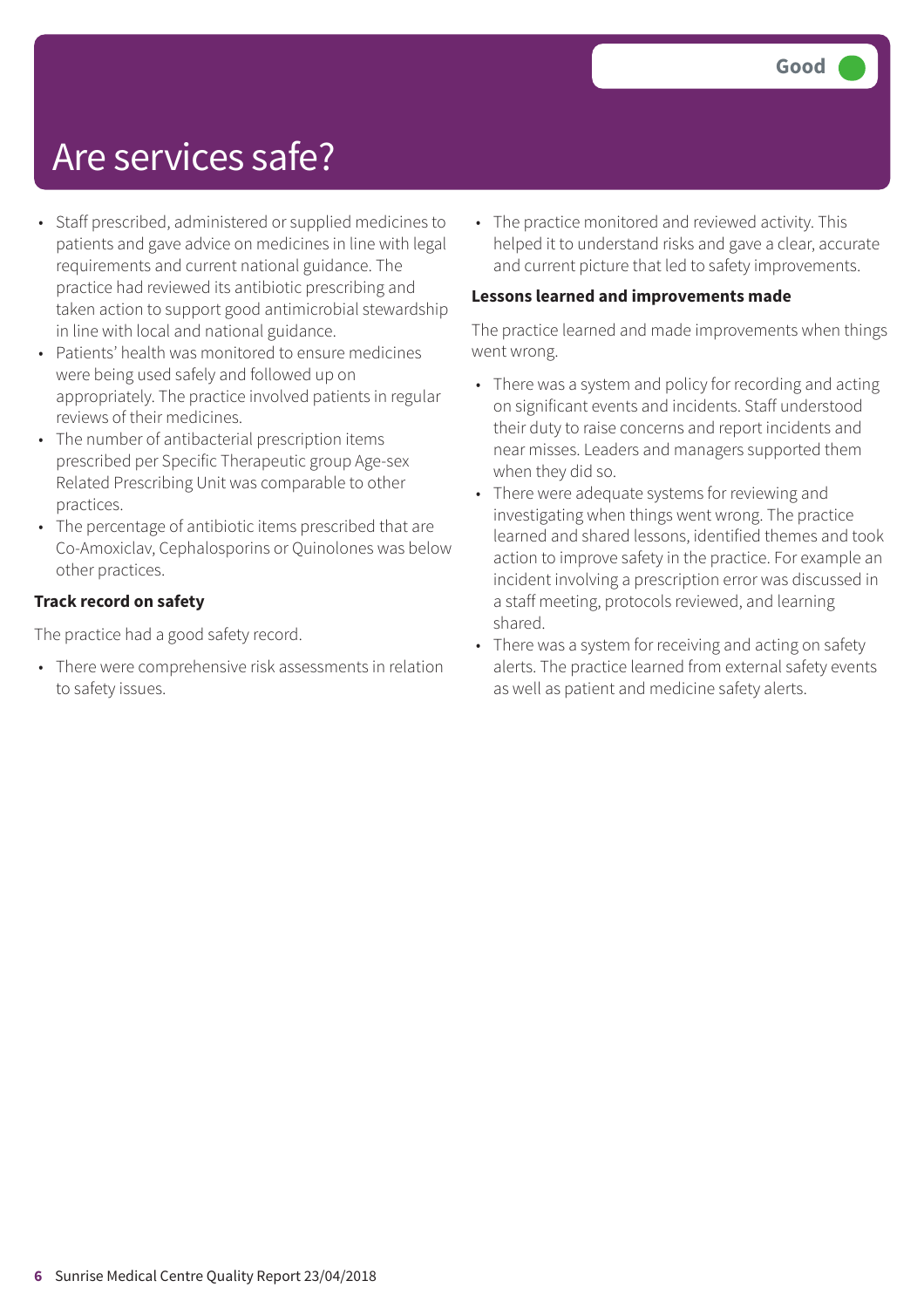# Are services safe?

Good

- Staff prescribed, administered or supplied medicines to patients and gave advice on medicines in line with legal requirements and current national guidance. The practice had reviewed its antibiotic prescribing and taken action to support good antimicrobial stewardship in line with local and national guidance.
- Patients' health was monitored to ensure medicines were being used safely and followed up on appropriately. The practice involved patients in regular reviews of their medicines.
- The number of antibacterial prescription items prescribed per Specific Therapeutic group Age-sex Related Prescribing Unit was comparable to other practices.
- The percentage of antibiotic items prescribed that are Co-Amoxiclav, Cephalosporins or Quinolones was below other practices.

**Track record on safety**

The practice had a good safety record.

- There were comprehensive risk assessments in relation to safety issues.
- The practice monitored and reviewed activity. This helped it to understand risks and gave a clear, accurate and current picture that led to safety improvements.

**Lessons learned and improvements made**

The practice learned and made improvements when things went wrong.

- There was a system and policy for recording and acting on significant events and incidents. Staff understood their duty to raise concerns and report incidents and near misses. Leaders and managers supported them when they did so.
- There were adequate systems for reviewing and investigating when things went wrong. The practice learned and shared lessons, identified themes and took action to improve safety in the practice. For example an incident involving a prescription error was discussed in a staff meeting, protocols reviewed, and learning shared.
- There was a system for receiving and acting on safety alerts. The practice learned from external safety events as well as patient and medicine safety alerts.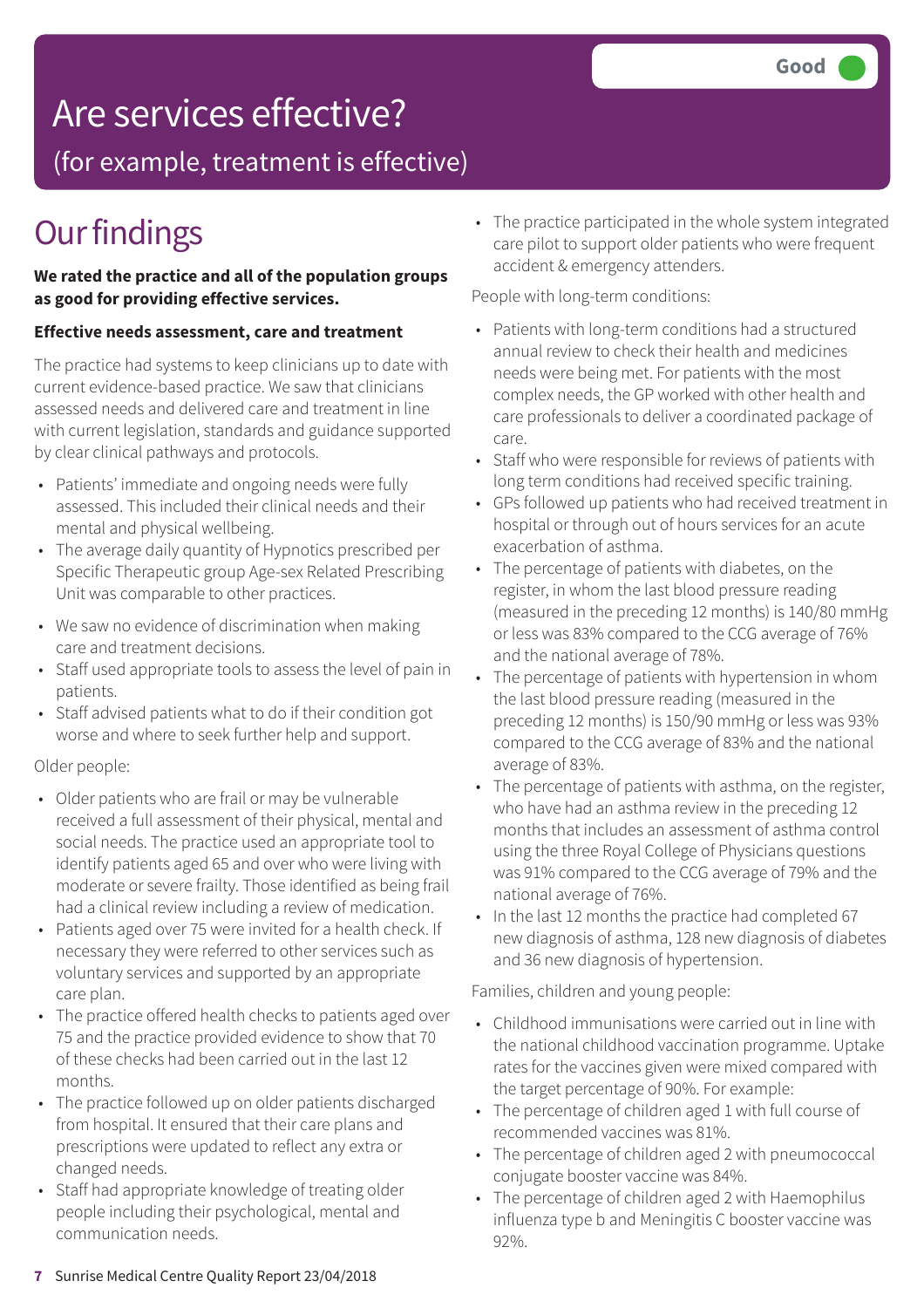# Are services effective?

## (for example, treatment is effective)

**Good**

# Our findings

**We rated the practice and all of the population groups as good for providing effective services.**

### Effective needs assessment, care and treatment

The practice had systems to keep clinicians up to date with current evidence-based practice. We saw that clinicians assessed needs and delivered care and treatment in line with current legislation, standards and guidance supported by clear clinical pathways and protocols.

- Patients' immediate and ongoing needs were fully assessed. This included their clinical needs and their mental and physical wellbeing.
- The average daily quantity of Hypnotics prescribed per Specific Therapeutic group Age-sex Related Prescribing Unit was comparable to other practices.
- We saw no evidence of discrimination when making care and treatment decisions.
- Staff used appropriate tools to assess the level of pain in patients.
- Staff advised patients what to do if their condition got worse and where to seek further help and support.

Older people:

- Older patients who are frail or may be vulnerable received a full assessment of their physical, mental and social needs. The practice used an appropriate tool to identify patients aged 65 and over who were living with moderate or severe frailty. Those identified as being frail had a clinical review including a review of medication.
- Patients aged over 75 were invited for a health check. If necessary they were referred to other services such as voluntary services and supported by an appropriate care plan.
- The practice offered health checks to patients aged over 75 and the practice provided evidence to show that 70 of these checks had been carried out in the last 12 months.
- The practice followed up on older patients discharged from hospital. It ensured that their care plans and prescriptions were updated to reflect any extra or changed needs.
- Staff had appropriate knowledge of treating older people including their psychological, mental and communication needs.
- The practice participated in the whole system integrated care pilot to support older patients who were frequent accident & emergency attenders.

People with long-term conditions:

- Patients with long-term conditions had a structured annual review to check their health and medicines needs were being met. For patients with the most complex needs, the GP worked with other health and care professionals to deliver a coordinated package of care.
- Staff who were responsible for reviews of patients with long term conditions had received specific training.
- GPs followed up patients who had received treatment in hospital or through out of hours services for an acute exacerbation of asthma.
- The percentage of patients with diabetes, on the register, in whom the last blood pressure reading (measured in the preceding 12 months) is 140/80 mmHg or less was 83% compared to the CCG average of 76% and the national average of 78%.
- The percentage of patients with hypertension in whom the last blood pressure reading (measured in the preceding 12 months) is 150/90 mmHg or less was 93% compared to the CCG average of 83% and the national average of 83%.
- The percentage of patients with asthma, on the register, who have had an asthma review in the preceding 12 months that includes an assessment of asthma control using the three Royal College of Physicians questions was 91% compared to the CCG average of 79% and the national average of 76%.
- In the last 12 months the practice had completed 67 new diagnosis of asthma, 128 new diagnosis of diabetes and 36 new diagnosis of hypertension.

Families, children and young people:

- Childhood immunisations were carried out in line with the national childhood vaccination programme. Uptake rates for the vaccines given were mixed compared with the target percentage of 90%. For example:
- The percentage of children aged 1 with full course of recommended vaccines was 81%.
- The percentage of children aged 2 with pneumococcal conjugate booster vaccine was 84%.
- The percentage of children aged 2 with Haemophilus influenza type b and Meningitis C booster vaccine was 92%.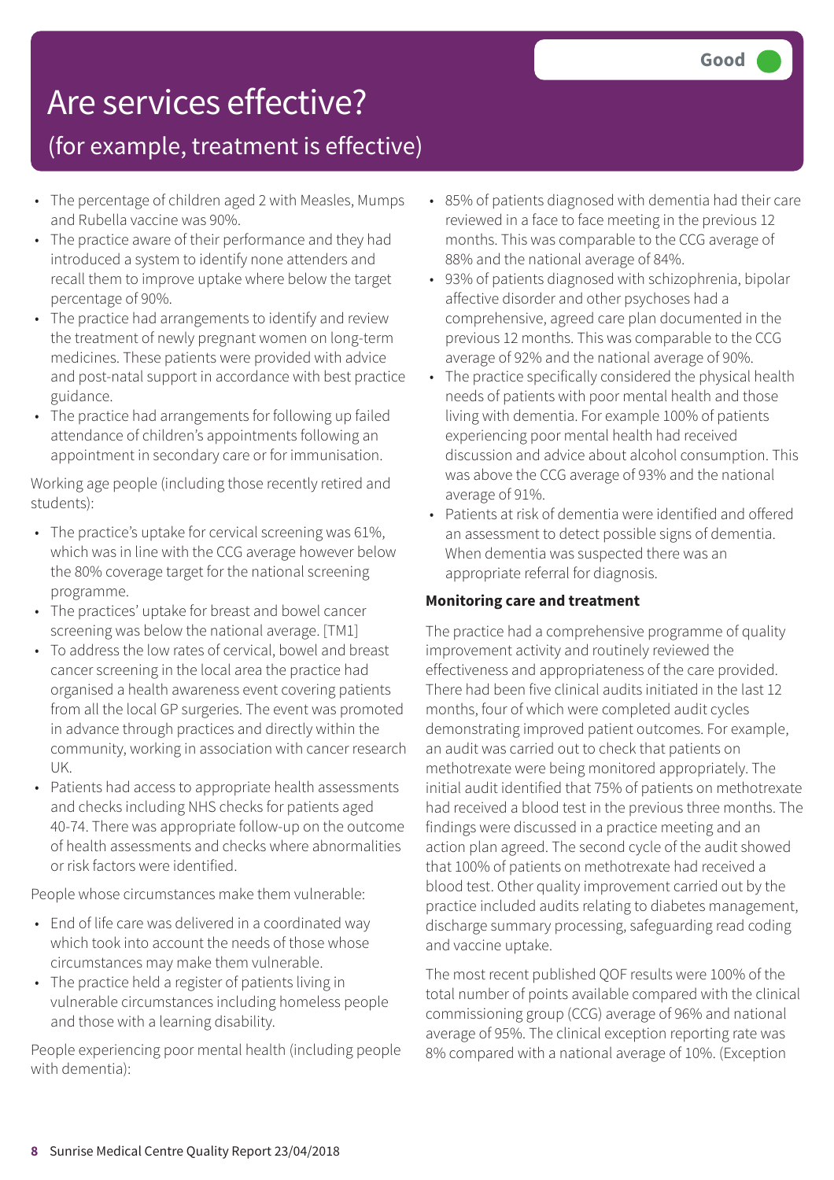# Are services effective?

## (for example, treatment is effective)

Good

- The percentage of children aged 2 with Measles, Mumps and Rubella vaccine was 90%.
- The practice aware of their performance and they had introduced a system to identify none attenders and recall them to improve uptake where below the target percentage of 90%.
- The practice had arrangements to identify and review the treatment of newly pregnant women on long-term medicines. These patients were provided with advice and post-natal support in accordance with best practice guidance.
- The practice had arrangements for following up failed attendance of children's appointments following an appointment in secondary care or for immunisation.

Working age people (including those recently retired and students):

- The practice's uptake for cervical screening was 61%, which was in line with the CCG average however below the 80% coverage target for the national screening programme.
- The practices' uptake for breast and bowel cancer screening was below the national average. [TM1]
- To address the low rates of cervical, bowel and breast cancer screening in the local area the practice had organised a health awareness event covering patients from all the local GP surgeries. The event was promoted in advance through practices and directly within the community, working in association with cancer research UK.
- Patients had access to appropriate health assessments and checks including NHS checks for patients aged 40-74. There was appropriate follow-up on the outcome of health assessments and checks where abnormalities or risk factors were identified.

People whose circumstances make them vulnerable:

- End of life care was delivered in a coordinated way which took into account the needs of those whose circumstances may make them vulnerable.
- The practice held a register of patients living in vulnerable circumstances including homeless people and those with a learning disability.

People experiencing poor mental health (including people with dementia):

- 85% of patients diagnosed with dementia had their care reviewed in a face to face meeting in the previous 12 months. This was comparable to the CCG average of 88% and the national average of 84%.
- 93% of patients diagnosed with schizophrenia, bipolar affective disorder and other psychoses had a comprehensive, agreed care plan documented in the previous 12 months. This was comparable to the CCG average of 92% and the national average of 90%.
- The practice specifically considered the physical health needs of patients with poor mental health and those living with dementia. For example 100% of patients experiencing poor mental health had received discussion and advice about alcohol consumption. This was above the CCG average of 93% and the national average of 91%.
- Patients at risk of dementia were identified and offered an assessment to detect possible signs of dementia. When dementia was suspected there was an appropriate referral for diagnosis.

**Monitoring care and treatment**

The practice had a comprehensive programme of quality improvement activity and routinely reviewed the effectiveness and appropriateness of the care provided. There had been five clinical audits initiated in the last 12 months, four of which were completed audit cycles demonstrating improved patient outcomes. For example, an audit was carried out to check that patients on methotrexate were being monitored appropriately. The initial audit identified that 75% of patients on methotrexate had received a blood test in the previous three months. The findings were discussed in a practice meeting and an action plan agreed. The second cycle of the audit showed that 100% of patients on methotrexate had received a blood test. Other quality improvement carried out by the practice included audits relating to diabetes management, discharge summary processing, safeguarding read coding and vaccine uptake.

The most recent published QOF results were 100% of the total number of points available compared with the clinical commissioning group (CCG) average of 96% and national average of 95%. The clinical exception reporting rate was 8% compared with a national average of 10%. (Exception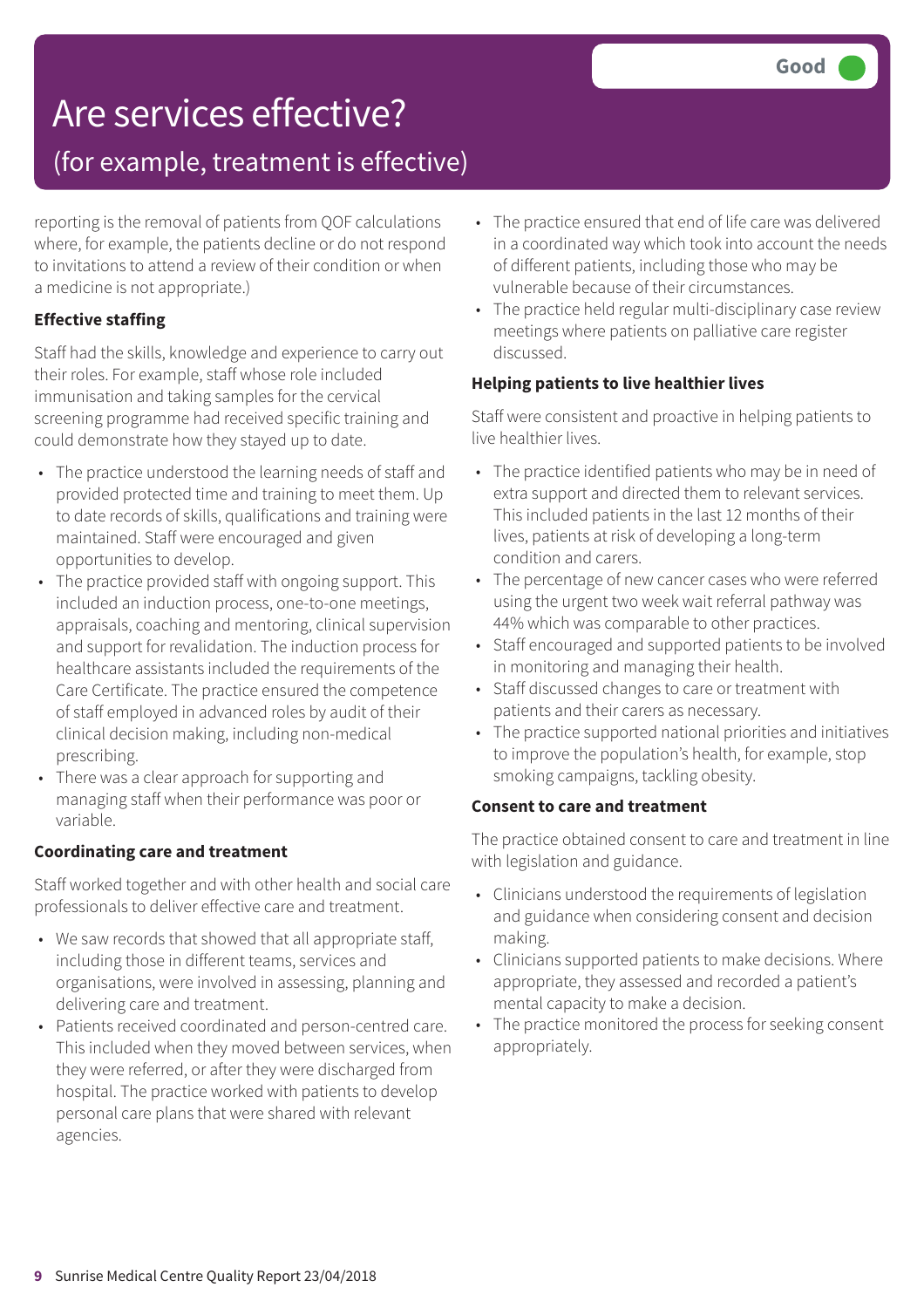# Are services effective?

## (for example, treatment is effective)

Good

reporting is the removal of patients from QOF calculations where, for example, the patients decline or do not respond to invitations to attend a review of their condition or when a medicine is not appropriate.)

**Effective staffing**

Staff had the skills, knowledge and experience to carry out their roles. For example, staff whose role included immunisation and taking samples for the cervical screening programme had received specific training and could demonstrate how they stayed up to date.

- The practice understood the learning needs of staff and provided protected time and training to meet them. Up to date records of skills, qualifications and training were maintained. Staff were encouraged and given opportunities to develop.
- The practice provided staff with ongoing support. This included an induction process, one-to-one meetings, appraisals, coaching and mentoring, clinical supervision and support for revalidation. The induction process for healthcare assistants included the requirements of the Care Certificate. The practice ensured the competence of staff employed in advanced roles by audit of their clinical decision making, including non-medical prescribing.
- There was a clear approach for supporting and managing staff when their performance was poor or variable.

**Coordinating care and treatment**

Staff worked together and with other health and social care professionals to deliver effective care and treatment.

- We saw records that showed that all appropriate staff, including those in different teams, services and organisations, were involved in assessing, planning and delivering care and treatment.
- Patients received coordinated and person-centred care. This included when they moved between services, when they were referred, or after they were discharged from hospital. The practice worked with patients to develop personal care plans that were shared with relevant agencies.
- The practice ensured that end of life care was delivered in a coordinated way which took into account the needs of different patients, including those who may be vulnerable because of their circumstances.
- The practice held regular multi-disciplinary case review meetings where patients on palliative care register discussed.

**Helping patients to live healthier lives**

Staff were consistent and proactive in helping patients to live healthier lives.

- The practice identified patients who may be in need of extra support and directed them to relevant services. This included patients in the last 12 months of their lives, patients at risk of developing a long-term condition and carers.
- The percentage of new cancer cases who were referred using the urgent two week wait referral pathway was 44% which was comparable to other practices.
- Staff encouraged and supported patients to be involved in monitoring and managing their health.
- Staff discussed changes to care or treatment with patients and their carers as necessary.
- The practice supported national priorities and initiatives to improve the population's health, for example, stop smoking campaigns, tackling obesity.

**Consent to care and treatment**

The practice obtained consent to care and treatment in line with legislation and guidance.

- Clinicians understood the requirements of legislation and guidance when considering consent and decision making.
- Clinicians supported patients to make decisions. Where appropriate, they assessed and recorded a patient's mental capacity to make a decision.
- The practice monitored the process for seeking consent appropriately.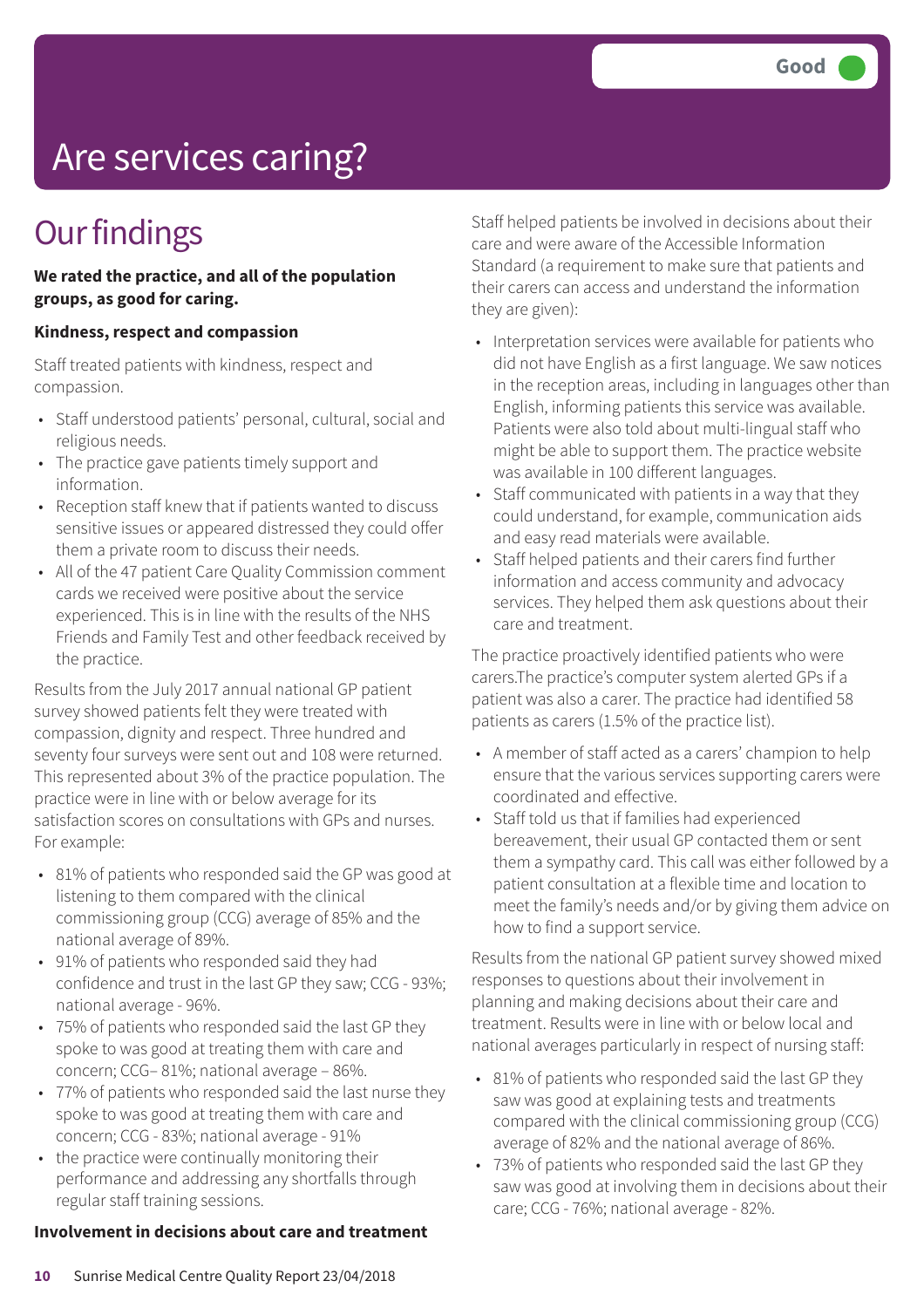Good

# Are services caring?

## Our findings

**We rated the practice, and all of the population groups, as good for caring.**

**Kindness, respect and compassion**

Staff treated patients with kindness, respect and compassion.

- Staff understood patients' personal, cultural, social and religious needs.
- The practice gave patients timely support and information.
- Reception staff knew that if patients wanted to discuss sensitive issues or appeared distressed they could offer them a private room to discuss their needs.
- All of the 47 patient Care Quality Commission comment cards we received were positive about the service experienced. This is in line with the results of the NHS Friends and Family Test and other feedback received by the practice.

Results from the July 2017 annual national GP patient survey showed patients felt they were treated with compassion, dignity and respect. Three hundred and seventy four surveys were sent out and 108 were returned. This represented about 3% of the practice population. The practice were in line with or below average for its satisfaction scores on consultations with GPs and nurses. For example:

- 81% of patients who responded said the GP was good at listening to them compared with the clinical commissioning group (CCG) average of 85% and the national average of 89%.
- 91% of patients who responded said they had confidence and trust in the last GP they saw; CCG - 93%; national average - 96%.
- 75% of patients who responded said the last GP they spoke to was good at treating them with care and concern; CCG– 81%; national average – 86%.
- 77% of patients who responded said the last nurse they spoke to was good at treating them with care and concern; CCG - 83%; national average - 91%
- the practice were continually monitoring their performance and addressing any shortfalls through regular staff training sessions.

**Involvement in decisions about care and treatment**

Staff helped patients be involved in decisions about their care and were aware of the Accessible Information Standard (a requirement to make sure that patients and their carers can access and understand the information they are given):

- Interpretation services were available for patients who did not have English as a first language. We saw notices in the reception areas, including in languages other than English, informing patients this service was available. Patients were also told about multi-lingual staff who might be able to support them. The practice website was available in 100 different languages.
- Staff communicated with patients in a way that they could understand, for example, communication aids and easy read materials were available.
- Staff helped patients and their carers find further information and access community and advocacy services. They helped them ask questions about their care and treatment.

The practice proactively identified patients who were carers.The practice's computer system alerted GPs if a patient was also a carer. The practice had identified 58 patients as carers (1.5% of the practice list).

- A member of staff acted as a carers' champion to help ensure that the various services supporting carers were coordinated and effective.
- Staff told us that if families had experienced bereavement, their usual GP contacted them or sent them a sympathy card. This call was either followed by a patient consultation at a flexible time and location to meet the family's needs and/or by giving them advice on how to find a support service.

Results from the national GP patient survey showed mixed responses to questions about their involvement in planning and making decisions about their care and treatment. Results were in line with or below local and national averages particularly in respect of nursing staff:

- 81% of patients who responded said the last GP they saw was good at explaining tests and treatments compared with the clinical commissioning group (CCG) average of 82% and the national average of 86%.
- 73% of patients who responded said the last GP they saw was good at involving them in decisions about their care; CCG - 76%; national average - 82%.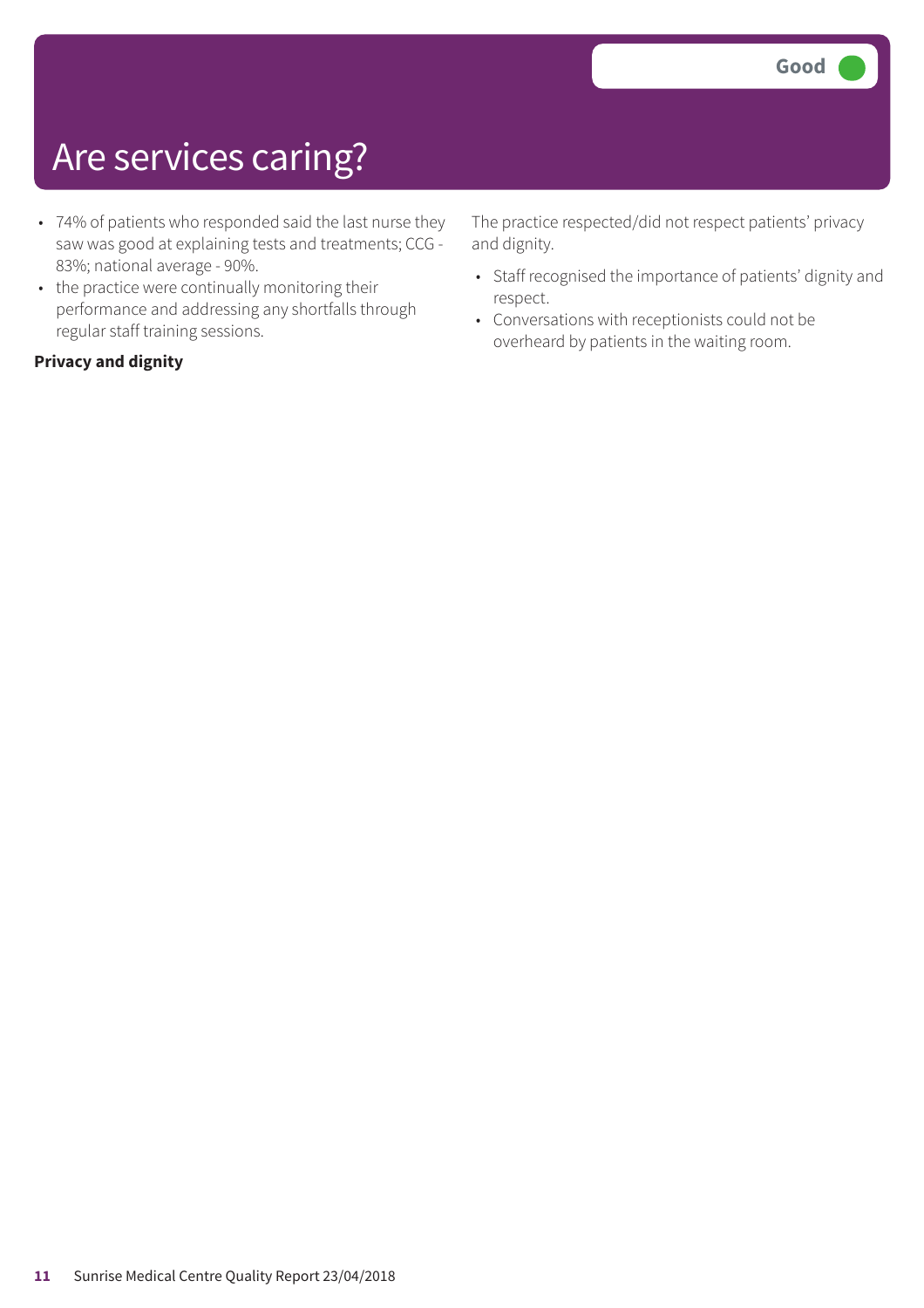# Are services caring?

Good

- 74% of patients who responded said the last nurse they saw was good at explaining tests and treatments; CCG - 83%; national average - 90%.
- the practice were continually monitoring their performance and addressing any shortfalls through regular staff training sessions.

**Privacy and dignity**

The practice respected/did not respect patients' privacy and dignity.

- Staff recognised the importance of patients' dignity and respect.
- Conversations with receptionists could not be overheard by patients in the waiting room.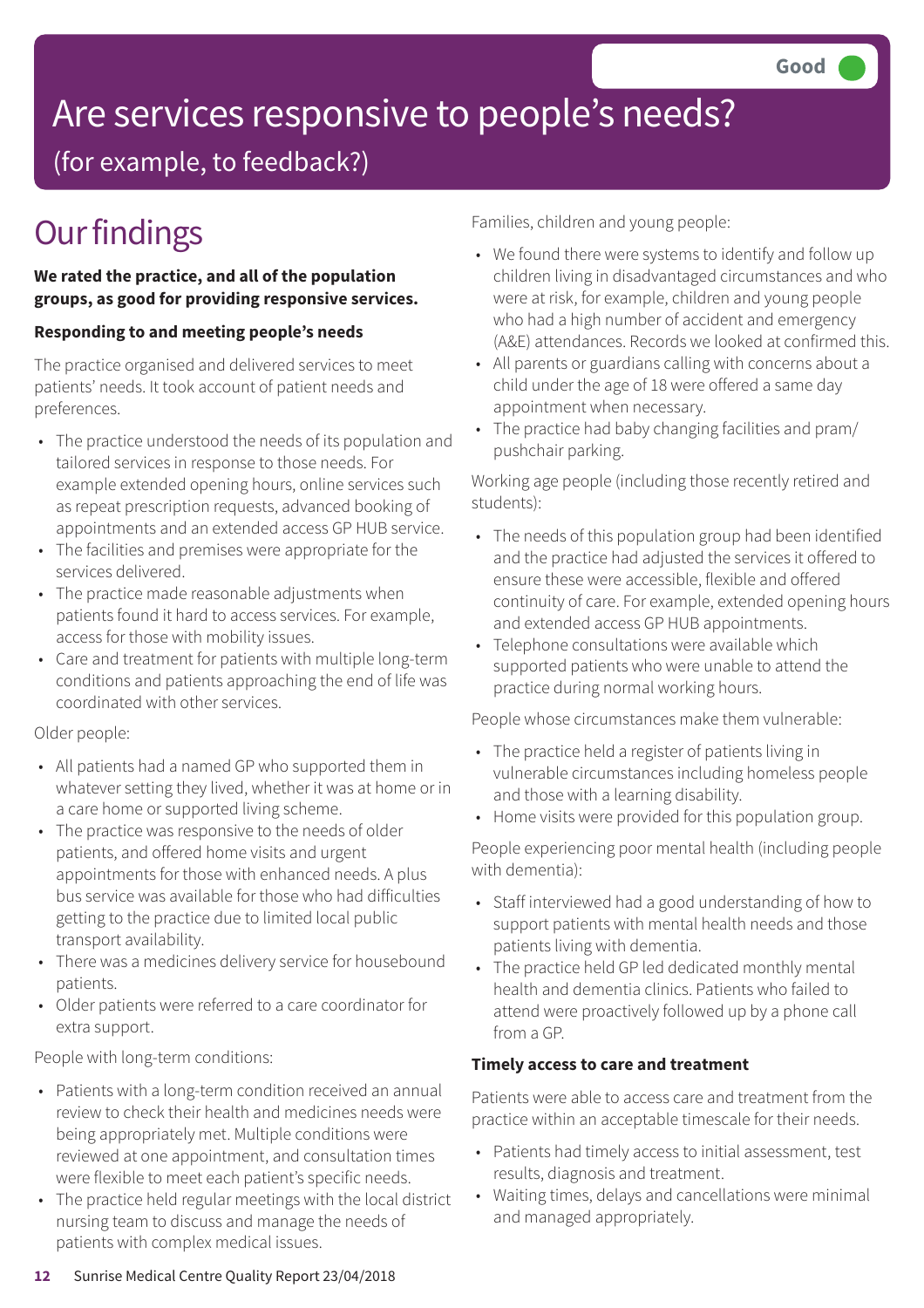Good

# Are services responsive to people's needs?

(for example, to feedback?)

# Our findings

**We rated the practice, and all of the population groups, as good for providing responsive services.**

### Responding to and meeting people's needs

The practice organised and delivered services to meet patients' needs. It took account of patient needs and preferences.

- The practice understood the needs of its population and tailored services in response to those needs. For example extended opening hours, online services such as repeat prescription requests, advanced booking of appointments and an extended access GP HUB service.
- The facilities and premises were appropriate for the services delivered.
- The practice made reasonable adjustments when patients found it hard to access services. For example, access for those with mobility issues.
- Care and treatment for patients with multiple long-term conditions and patients approaching the end of life was coordinated with other services.

Older people:

- All patients had a named GP who supported them in whatever setting they lived, whether it was at home or in a care home or supported living scheme.
- The practice was responsive to the needs of older patients, and offered home visits and urgent appointments for those with enhanced needs. A plus bus service was available for those who had difficulties getting to the practice due to limited local public transport availability.
- There was a medicines delivery service for housebound patients.
- Older patients were referred to a care coordinator for extra support.

People with long-term conditions:

- Patients with a long-term condition received an annual review to check their health and medicines needs were being appropriately met. Multiple conditions were reviewed at one appointment, and consultation times were flexible to meet each patient's specific needs.
- The practice held regular meetings with the local district nursing team to discuss and manage the needs of patients with complex medical issues.

Families, children and young people:

- We found there were systems to identify and follow up children living in disadvantaged circumstances and who were at risk, for example, children and young people who had a high number of accident and emergency (A&E) attendances. Records we looked at confirmed this.
- All parents or guardians calling with concerns about a child under the age of 18 were offered a same day appointment when necessary.
- The practice had baby changing facilities and pram/pushchair parking.

Working age people (including those recently retired and students):

- The needs of this population group had been identified and the practice had adjusted the services it offered to ensure these were accessible, flexible and offered continuity of care. For example, extended opening hours and extended access GP HUB appointments.
- Telephone consultations were available which supported patients who were unable to attend the practice during normal working hours.

People whose circumstances make them vulnerable:

- The practice held a register of patients living in vulnerable circumstances including homeless people and those with a learning disability.
- Home visits were provided for this population group.

People experiencing poor mental health (including people with dementia):

- Staff interviewed had a good understanding of how to support patients with mental health needs and those patients living with dementia.
- The practice held GP led dedicated monthly mental health and dementia clinics. Patients who failed to attend were proactively followed up by a phone call from a GP.

### Timely access to care and treatment

Patients were able to access care and treatment from the practice within an acceptable timescale for their needs.

- Patients had timely access to initial assessment, test results, diagnosis and treatment.
- Waiting times, delays and cancellations were minimal and managed appropriately.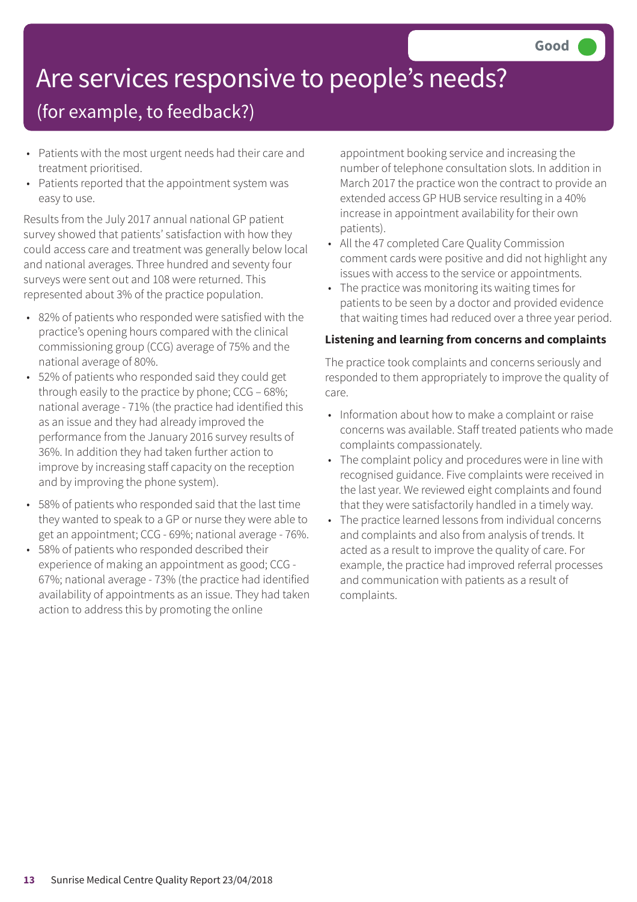Good

# Are services responsive to people's needs?

## (for example, to feedback?)

- Patients with the most urgent needs had their care and treatment prioritised.
- Patients reported that the appointment system was easy to use.

Results from the July 2017 annual national GP patient survey showed that patients' satisfaction with how they could access care and treatment was generally below local and national averages. Three hundred and seventy four surveys were sent out and 108 were returned. This represented about 3% of the practice population.

- 82% of patients who responded were satisfied with the practice's opening hours compared with the clinical commissioning group (CCG) average of 75% and the national average of 80%.
- 52% of patients who responded said they could get through easily to the practice by phone; CCG – 68%; national average - 71% (the practice had identified this as an issue and they had already improved the performance from the January 2016 survey results of 36%. In addition they had taken further action to improve by increasing staff capacity on the reception and by improving the phone system).
- 58% of patients who responded said that the last time they wanted to speak to a GP or nurse they were able to get an appointment; CCG - 69%; national average - 76%.
- 58% of patients who responded described their experience of making an appointment as good; CCG - 67%; national average - 73% (the practice had identified availability of appointments as an issue. They had taken action to address this by promoting the online appointment booking service and increasing the number of telephone consultation slots. In addition in March 2017 the practice won the contract to provide an extended access GP HUB service resulting in a 40% increase in appointment availability for their own patients).
- All the 47 completed Care Quality Commission comment cards were positive and did not highlight any issues with access to the service or appointments.
- The practice was monitoring its waiting times for patients to be seen by a doctor and provided evidence that waiting times had reduced over a three year period.

**Listening and learning from concerns and complaints**

The practice took complaints and concerns seriously and responded to them appropriately to improve the quality of care.

- Information about how to make a complaint or raise concerns was available. Staff treated patients who made complaints compassionately.
- The complaint policy and procedures were in line with recognised guidance. Five complaints were received in the last year. We reviewed eight complaints and found that they were satisfactorily handled in a timely way.
- The practice learned lessons from individual concerns and complaints and also from analysis of trends. It acted as a result to improve the quality of care. For example, the practice had improved referral processes and communication with patients as a result of complaints.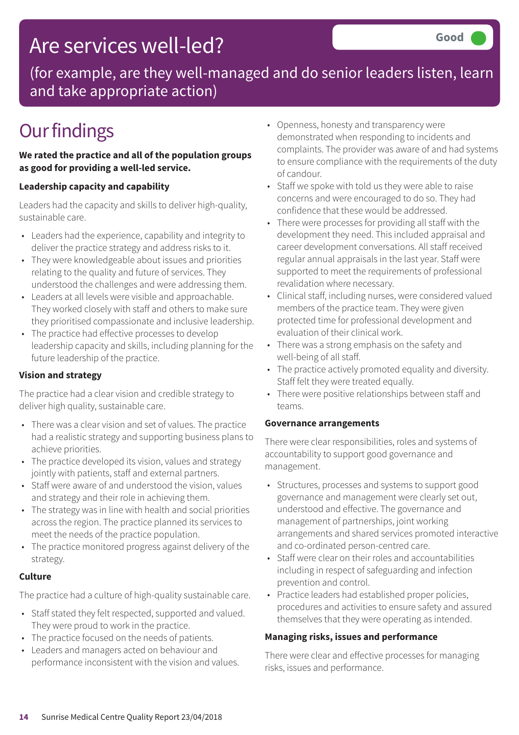# Are services well-led?

**Good**

(for example, are they well-managed and do senior leaders listen, learn and take appropriate action)

## Our findings

**We rated the practice and all of the population groups as good for providing a well-led service.**

**Leadership capacity and capability**

Leaders had the capacity and skills to deliver high-quality, sustainable care.

- Leaders had the experience, capability and integrity to deliver the practice strategy and address risks to it.
- They were knowledgeable about issues and priorities relating to the quality and future of services. They understood the challenges and were addressing them.
- Leaders at all levels were visible and approachable. They worked closely with staff and others to make sure they prioritised compassionate and inclusive leadership.
- The practice had effective processes to develop leadership capacity and skills, including planning for the future leadership of the practice.

**Vision and strategy**

The practice had a clear vision and credible strategy to deliver high quality, sustainable care.

- There was a clear vision and set of values. The practice had a realistic strategy and supporting business plans to achieve priorities.
- The practice developed its vision, values and strategy jointly with patients, staff and external partners.
- Staff were aware of and understood the vision, values and strategy and their role in achieving them.
- The strategy was in line with health and social priorities across the region. The practice planned its services to meet the needs of the practice population.
- The practice monitored progress against delivery of the strategy.

**Culture**

The practice had a culture of high-quality sustainable care.

- Staff stated they felt respected, supported and valued. They were proud to work in the practice.
- The practice focused on the needs of patients.
- Leaders and managers acted on behaviour and performance inconsistent with the vision and values.
- Openness, honesty and transparency were demonstrated when responding to incidents and complaints. The provider was aware of and had systems to ensure compliance with the requirements of the duty of candour.
- Staff we spoke with told us they were able to raise concerns and were encouraged to do so. They had confidence that these would be addressed.
- There were processes for providing all staff with the development they need. This included appraisal and career development conversations. All staff received regular annual appraisals in the last year. Staff were supported to meet the requirements of professional revalidation where necessary.
- Clinical staff, including nurses, were considered valued members of the practice team. They were given protected time for professional development and evaluation of their clinical work.
- There was a strong emphasis on the safety and well-being of all staff.
- The practice actively promoted equality and diversity. Staff felt they were treated equally.
- There were positive relationships between staff and teams.

**Governance arrangements**

There were clear responsibilities, roles and systems of accountability to support good governance and management.

- Structures, processes and systems to support good governance and management were clearly set out, understood and effective. The governance and management of partnerships, joint working arrangements and shared services promoted interactive and co-ordinated person-centred care.
- Staff were clear on their roles and accountabilities including in respect of safeguarding and infection prevention and control.
- Practice leaders had established proper policies, procedures and activities to ensure safety and assured themselves that they were operating as intended.

**Managing risks, issues and performance**

There were clear and effective processes for managing risks, issues and performance.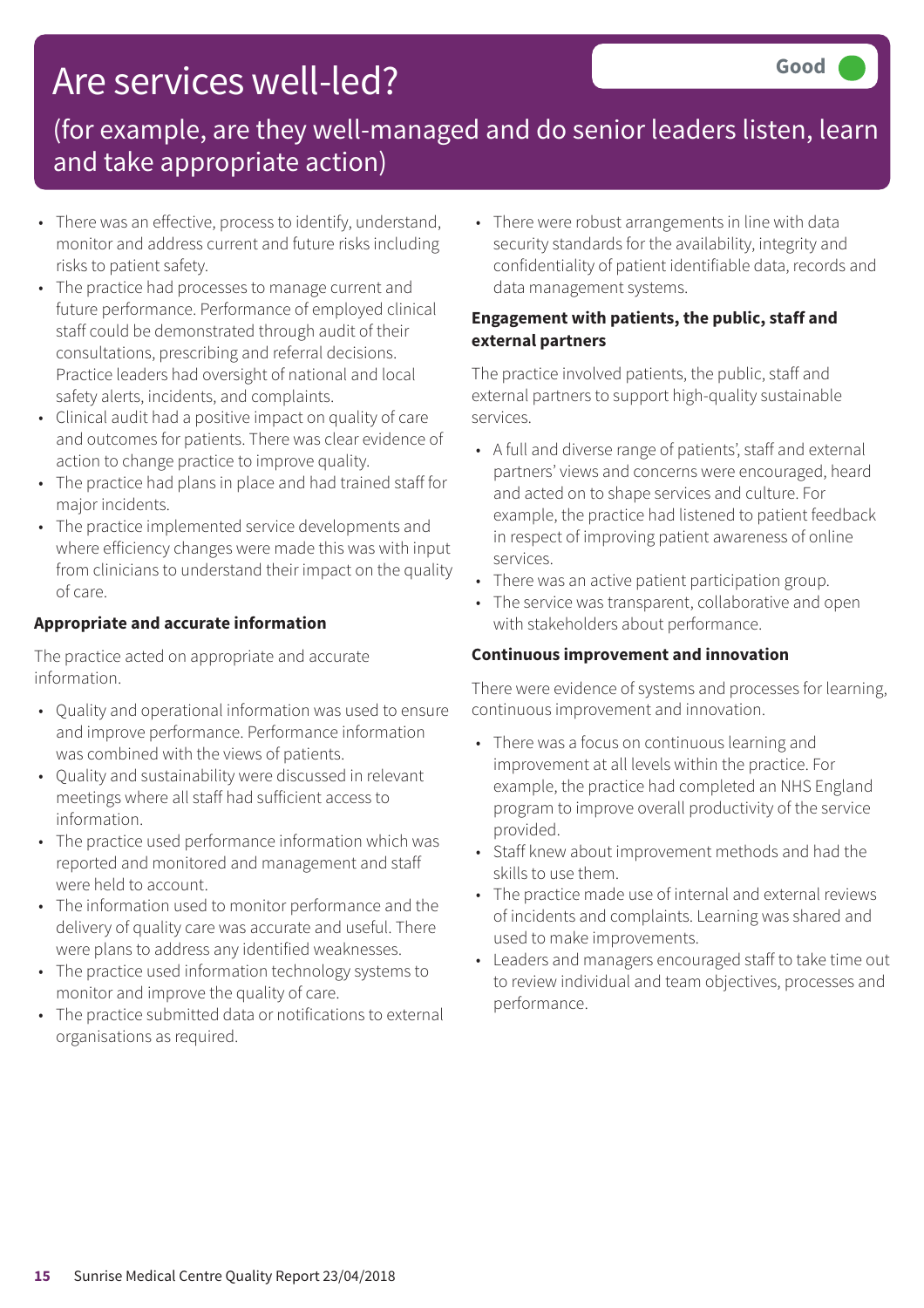# Are services well-led?

**Good**

## (for example, are they well-managed and do senior leaders listen, learn and take appropriate action)

- There was an effective, process to identify, understand, monitor and address current and future risks including risks to patient safety.
- The practice had processes to manage current and future performance. Performance of employed clinical staff could be demonstrated through audit of their consultations, prescribing and referral decisions. Practice leaders had oversight of national and local safety alerts, incidents, and complaints.
- Clinical audit had a positive impact on quality of care and outcomes for patients. There was clear evidence of action to change practice to improve quality.
- The practice had plans in place and had trained staff for major incidents.
- The practice implemented service developments and where efficiency changes were made this was with input from clinicians to understand their impact on the quality of care.

**Appropriate and accurate information**

The practice acted on appropriate and accurate information.

- Quality and operational information was used to ensure and improve performance. Performance information was combined with the views of patients.
- Quality and sustainability were discussed in relevant meetings where all staff had sufficient access to information.
- The practice used performance information which was reported and monitored and management and staff were held to account.
- The information used to monitor performance and the delivery of quality care was accurate and useful. There were plans to address any identified weaknesses.
- The practice used information technology systems to monitor and improve the quality of care.
- The practice submitted data or notifications to external organisations as required.
- There were robust arrangements in line with data security standards for the availability, integrity and confidentiality of patient identifiable data, records and data management systems.

**Engagement with patients, the public, staff and external partners**

The practice involved patients, the public, staff and external partners to support high-quality sustainable services.

- A full and diverse range of patients', staff and external partners' views and concerns were encouraged, heard and acted on to shape services and culture. For example, the practice had listened to patient feedback in respect of improving patient awareness of online services.
- There was an active patient participation group.
- The service was transparent, collaborative and open with stakeholders about performance.

**Continuous improvement and innovation**

There were evidence of systems and processes for learning, continuous improvement and innovation.

- There was a focus on continuous learning and improvement at all levels within the practice. For example, the practice had completed an NHS England program to improve overall productivity of the service provided.
- Staff knew about improvement methods and had the skills to use them.
- The practice made use of internal and external reviews of incidents and complaints. Learning was shared and used to make improvements.
- Leaders and managers encouraged staff to take time out to review individual and team objectives, processes and performance.